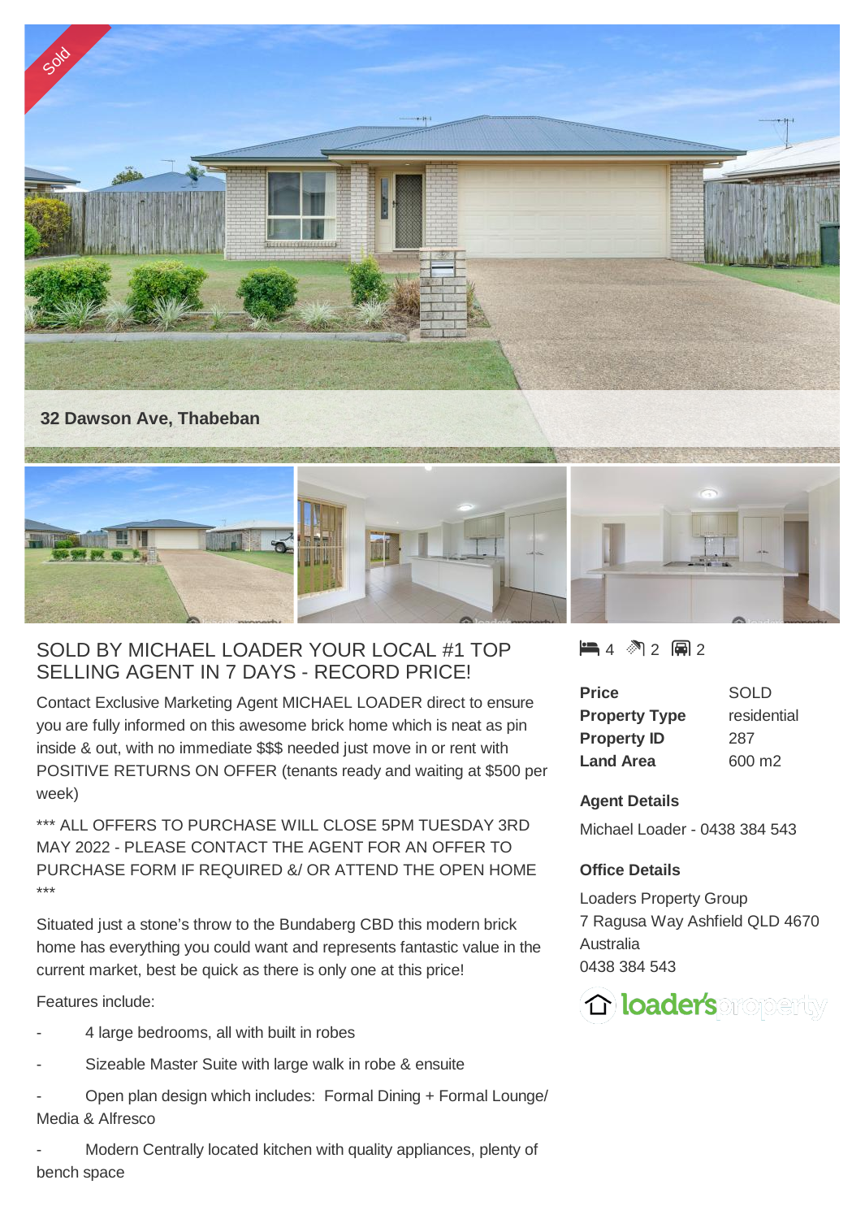Sold

32 Dawson Ave, Thabeban

## SOLD BY MICHAEL LOADER YOUR LOCAL #1 TOP SELLING AGENT IN 7 DAYS - RECORD PRICE!

Contact Exclusive Marketing Agent MICHAEL LOADER direct to ensure you are fully informed on this awesome brick home which is neat as pin inside & out, with no immediate $$$ needed just move in or rent with POSITIVE RETURNS ON OFFER (tenants ready and waiting at $500 per week)

*** ALL OFFERS TO PURCHASE WILL CLOSE 5PM TUESDAY 3RD MAY 2022 - PLEASE CONTACT THE AGENT FOR AN OFFER TO PURCHASE FORM IF REQUIRED &/ OR ATTEND THE OPEN HOME ***

Situated just a stone's throw to the Bundaberg CBD this modern brick home has everything you could want and represents fantastic value in the current market, best be quick as there is only one at this price!

Features include:

- 4 large bedrooms, all with built in robes
- Sizeable Master Suite with large walk in robe & ensuite
- Open plan design which includes: Formal Dining + Formal Lounge/ Media & Alfresco
- Modern Centrally located kitchen with quality appliances, plenty of bench space

4 2 2

| | |
|---|---|
| **Price** | SOLD |
| **Property Type** | residential |
| **Property ID** | 287 |
| **Land Area** | 600 m2 |

**Agent Details**

Michael Loader - 0438 384 543

**Office Details**

Loaders Property Group
7 Ragusa Way Ashfield QLD 4670 Australia
0438 384 543

loader's property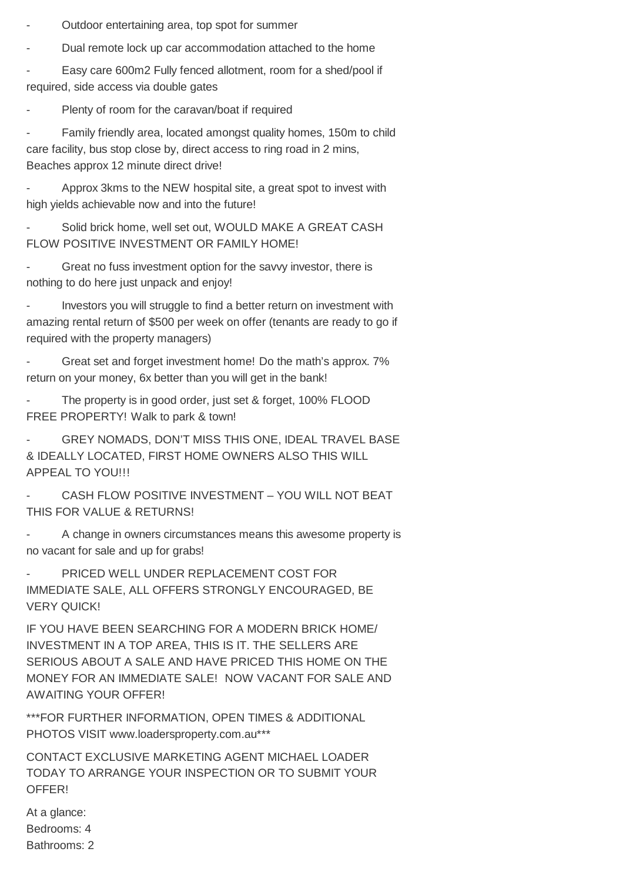- Outdoor entertaining area, top spot for summer
- Dual remote lock up car accommodation attached to the home
- Easy care 600m2 Fully fenced allotment, room for a shed/pool if required, side access via double gates
- Plenty of room for the caravan/boat if required
- Family friendly area, located amongst quality homes, 150m to child care facility, bus stop close by, direct access to ring road in 2 mins, Beaches approx 12 minute direct drive!
- Approx 3kms to the NEW hospital site, a great spot to invest with high yields achievable now and into the future!
- Solid brick home, well set out, WOULD MAKE A GREAT CASH FLOW POSITIVE INVESTMENT OR FAMILY HOME!
- Great no fuss investment option for the savvy investor, there is nothing to do here just unpack and enjoy!
- Investors you will struggle to find a better return on investment with amazing rental return of $500 per week on offer (tenants are ready to go if required with the property managers)
- Great set and forget investment home! Do the math's approx. 7% return on your money, 6x better than you will get in the bank!
- The property is in good order, just set & forget, 100% FLOOD FREE PROPERTY! Walk to park & town!
- GREY NOMADS, DON'T MISS THIS ONE, IDEAL TRAVEL BASE & IDEALLY LOCATED, FIRST HOME OWNERS ALSO THIS WILL APPEAL TO YOU!!!
- CASH FLOW POSITIVE INVESTMENT – YOU WILL NOT BEAT THIS FOR VALUE & RETURNS!
- A change in owners circumstances means this awesome property is no vacant for sale and up for grabs!
- PRICED WELL UNDER REPLACEMENT COST FOR IMMEDIATE SALE, ALL OFFERS STRONGLY ENCOURAGED, BE VERY QUICK!

IF YOU HAVE BEEN SEARCHING FOR A MODERN BRICK HOME/ INVESTMENT IN A TOP AREA, THIS IS IT. THE SELLERS ARE SERIOUS ABOUT A SALE AND HAVE PRICED THIS HOME ON THE MONEY FOR AN IMMEDIATE SALE! NOW VACANT FOR SALE AND AWAITING YOUR OFFER!

***FOR FURTHER INFORMATION, OPEN TIMES & ADDITIONAL PHOTOS VISIT www.loadersproperty.com.au***

CONTACT EXCLUSIVE MARKETING AGENT MICHAEL LOADER TODAY TO ARRANGE YOUR INSPECTION OR TO SUBMIT YOUR OFFER!

At a glance:
Bedrooms: 4
Bathrooms: 2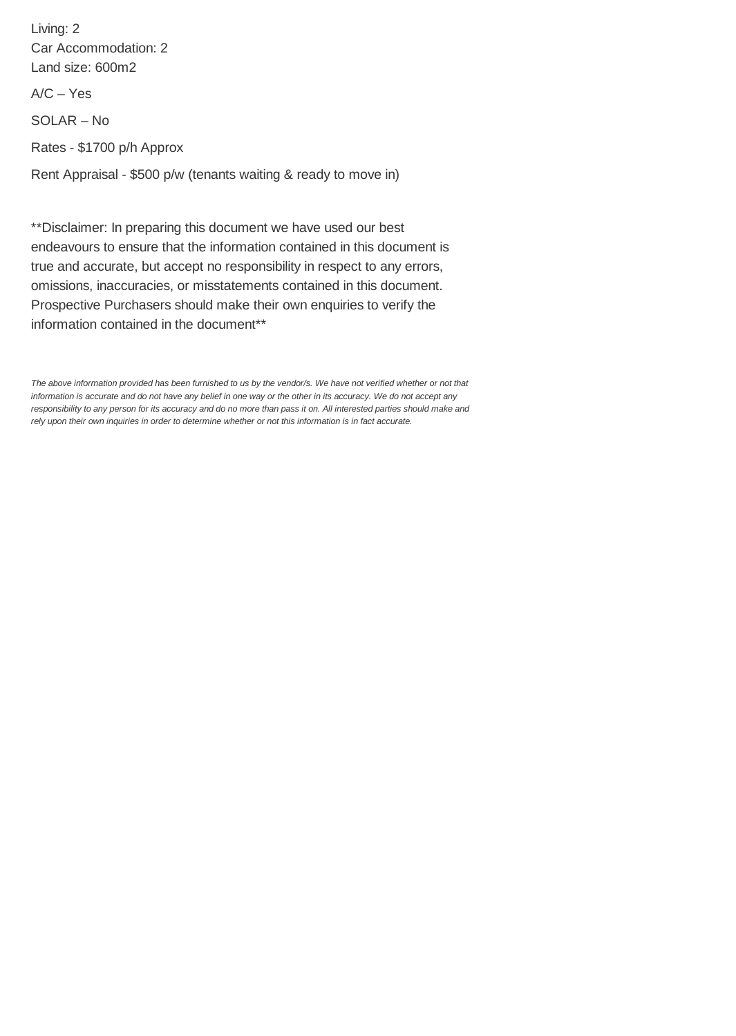Living: 2
Car Accommodation: 2
Land size: 600m2

A/C – Yes

SOLAR – No

Rates - $1700 p/h Approx

Rent Appraisal - $500 p/w (tenants waiting & ready to move in)

**Disclaimer: In preparing this document we have used our best endeavours to ensure that the information contained in this document is true and accurate, but accept no responsibility in respect to any errors, omissions, inaccuracies, or misstatements contained in this document. Prospective Purchasers should make their own enquiries to verify the information contained in the document**

*The above information provided has been furnished to us by the vendor/s. We have not verified whether or not that information is accurate and do not have any belief in one way or the other in its accuracy. We do not accept any responsibility to any person for its accuracy and do no more than pass it on. All interested parties should make and rely upon their own inquiries in order to determine whether or not this information is in fact accurate.*